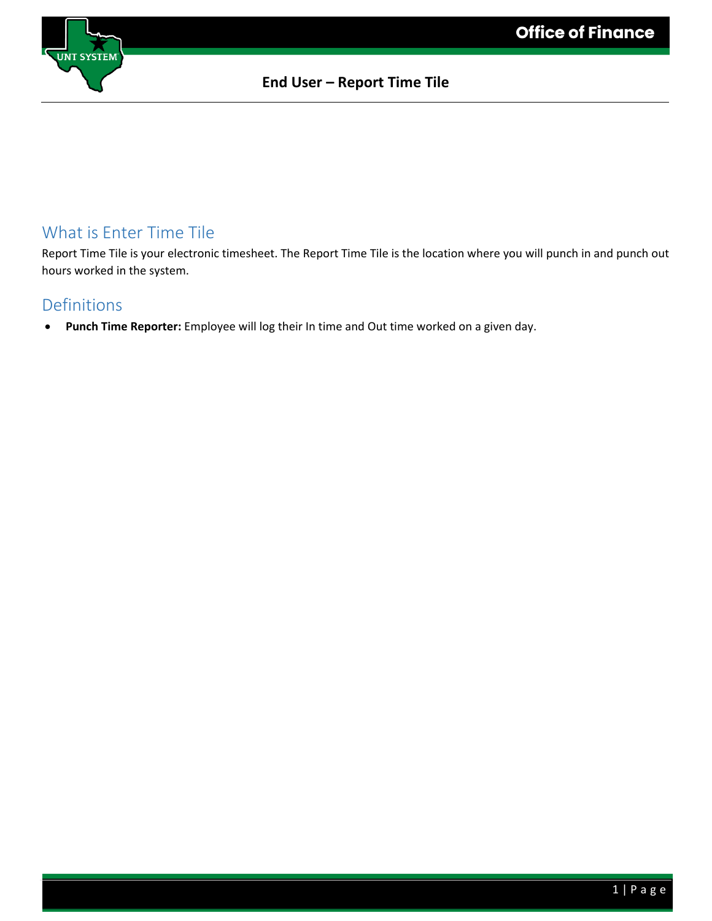# End User – Report Time Tile

## What is Enter Time Tile

Report Time Tile is your electronic timesheet. The Report Time Tile is the location where you will punch in and punch out hours worked in the system.

## Definitions

- **Punch Time Reporter:** Employee will log their In time and Out time worked on a given day.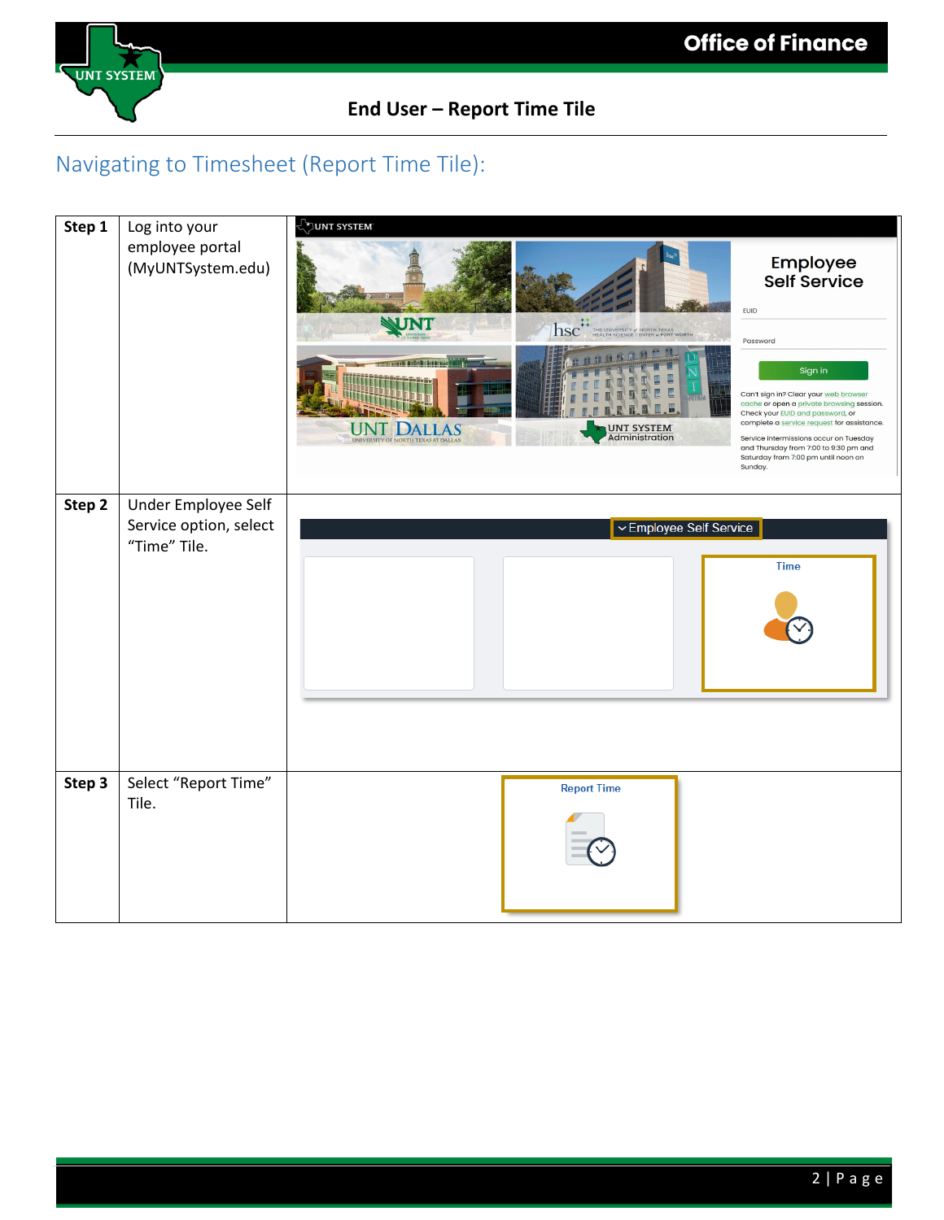# Navigating to Timesheet (Report Time Tile):

| Step | Instruction | |
|---|---|---|
| **Step 1** | Log into your employee portal (MyUNTSystem.edu) | |
| **Step 2** | Under Employee Self Service option, select "Time" Tile. | |
| **Step 3** | Select "Report Time" Tile. | |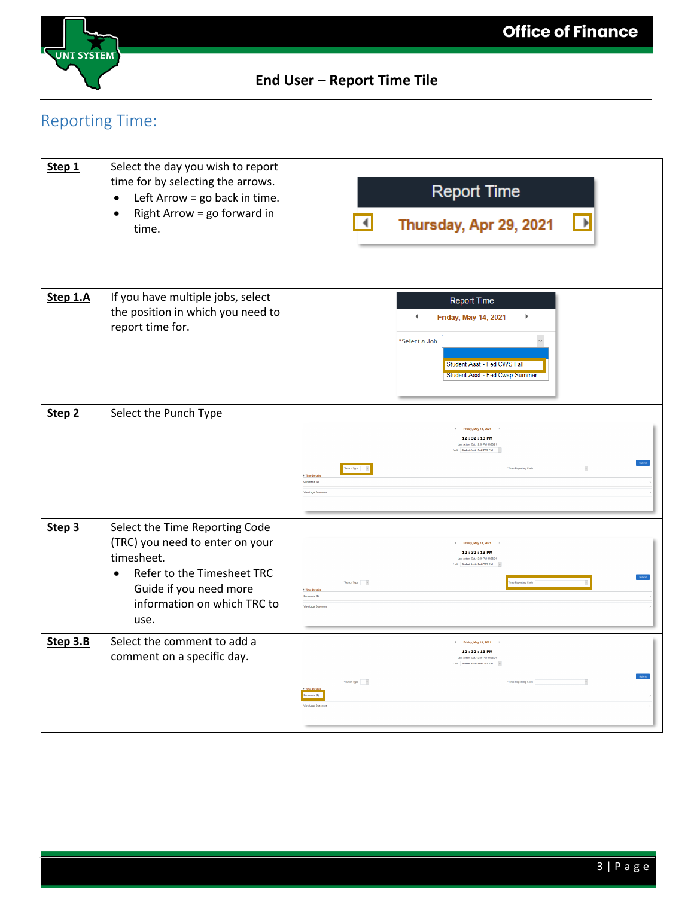## Reporting Time:

| | | |
|---|---|---|
| **Step 1** | Select the day you wish to report time for by selecting the arrows.<br>• Left Arrow = go back in time.<br>• Right Arrow = go forward in time. | |
| **Step 1.A** | If you have multiple jobs, select the position in which you need to report time for. | |
| **Step 2** | Select the Punch Type | |
| **Step 3** | Select the Time Reporting Code (TRC) you need to enter on your timesheet.<br>• Refer to the Timesheet TRC Guide if you need more information on which TRC to use. | |
| **Step 3.B** | Select the comment to add a comment on a specific day. | |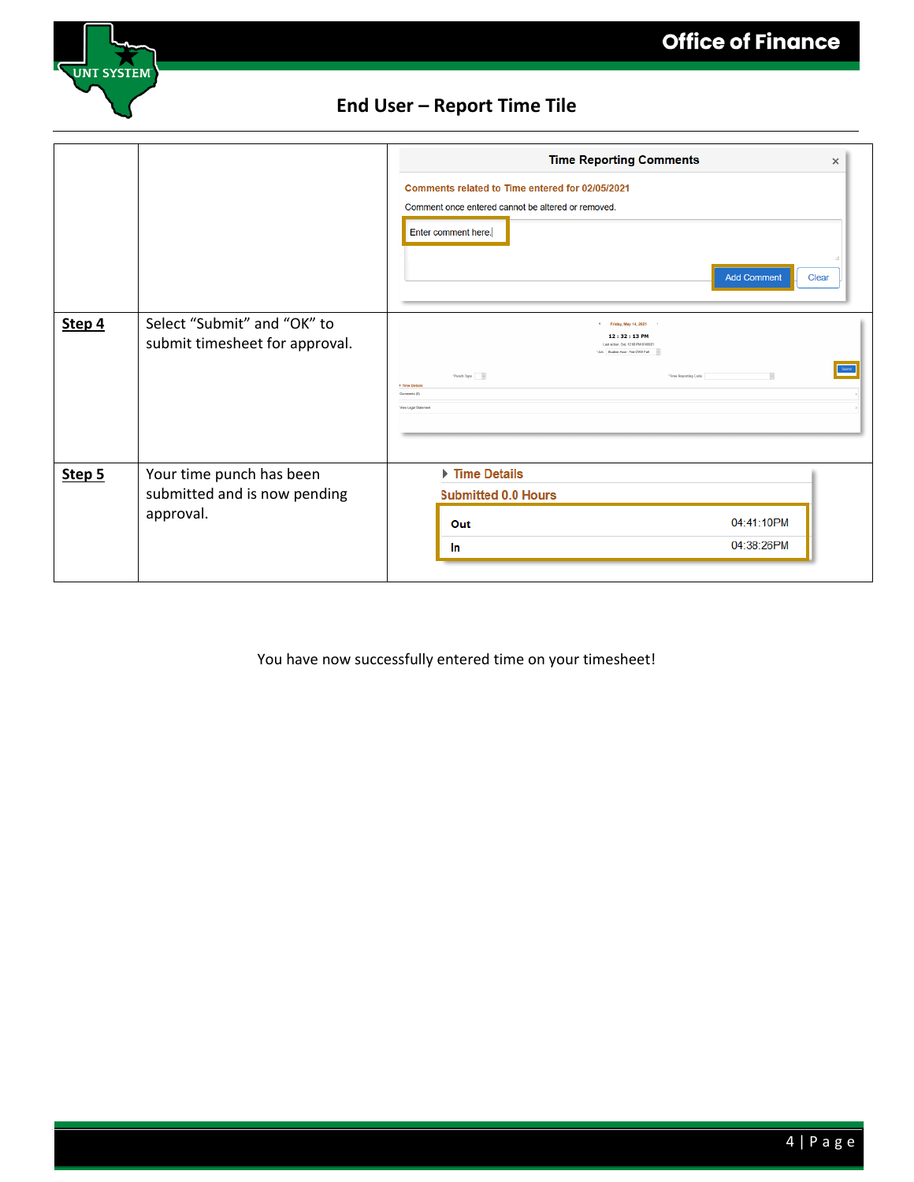# End User – Report Time Tile

| | | |
|---|---|---|
| | | Time Reporting Comments<br>Comments related to Time entered for 02/05/2021<br>Comment once entered cannot be altered or removed.<br>Enter comment here.<br>Add Comment Clear |
| **Step 4** | Select "Submit" and "OK" to submit timesheet for approval. | |
| **Step 5** | Your time punch has been submitted and is now pending approval. | Time Details<br>Submitted 0.0 Hours<br>Out 04:41:10PM<br>In 04:38:26PM |

You have now successfully entered time on your timesheet!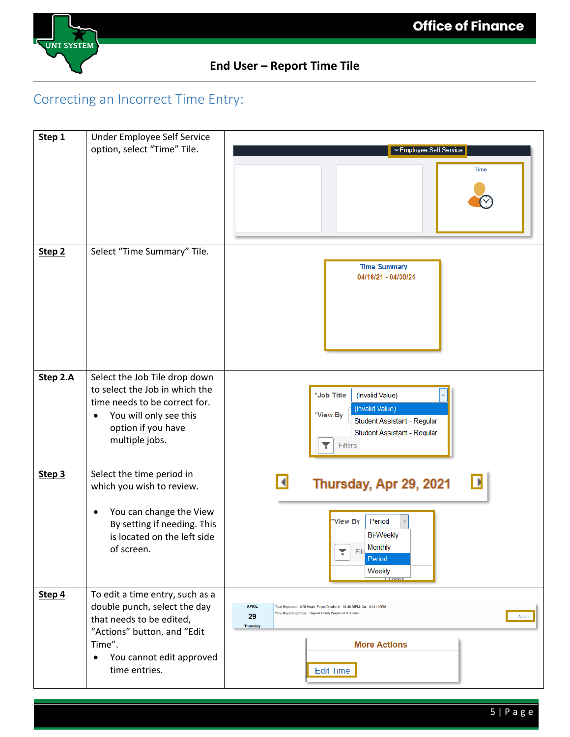## Correcting an Incorrect Time Entry:

| | | |
|---|---|---|
| **Step 1** | Under Employee Self Service option, select "Time" Tile. | |
| **Step 2** | Select "Time Summary" Tile. | |
| **Step 2.A** | Select the Job Tile drop down to select the Job in which the time needs to be correct for.<br>• You will only see this option if you have multiple jobs. | |
| **Step 3** | Select the time period in which you wish to review.<br>• You can change the View By setting if needing. This is located on the left side of screen. | |
| **Step 4** | To edit a time entry, such as a double punch, select the day that needs to be edited, "Actions" button, and "Edit Time".<br>• You cannot edit approved time entries. | |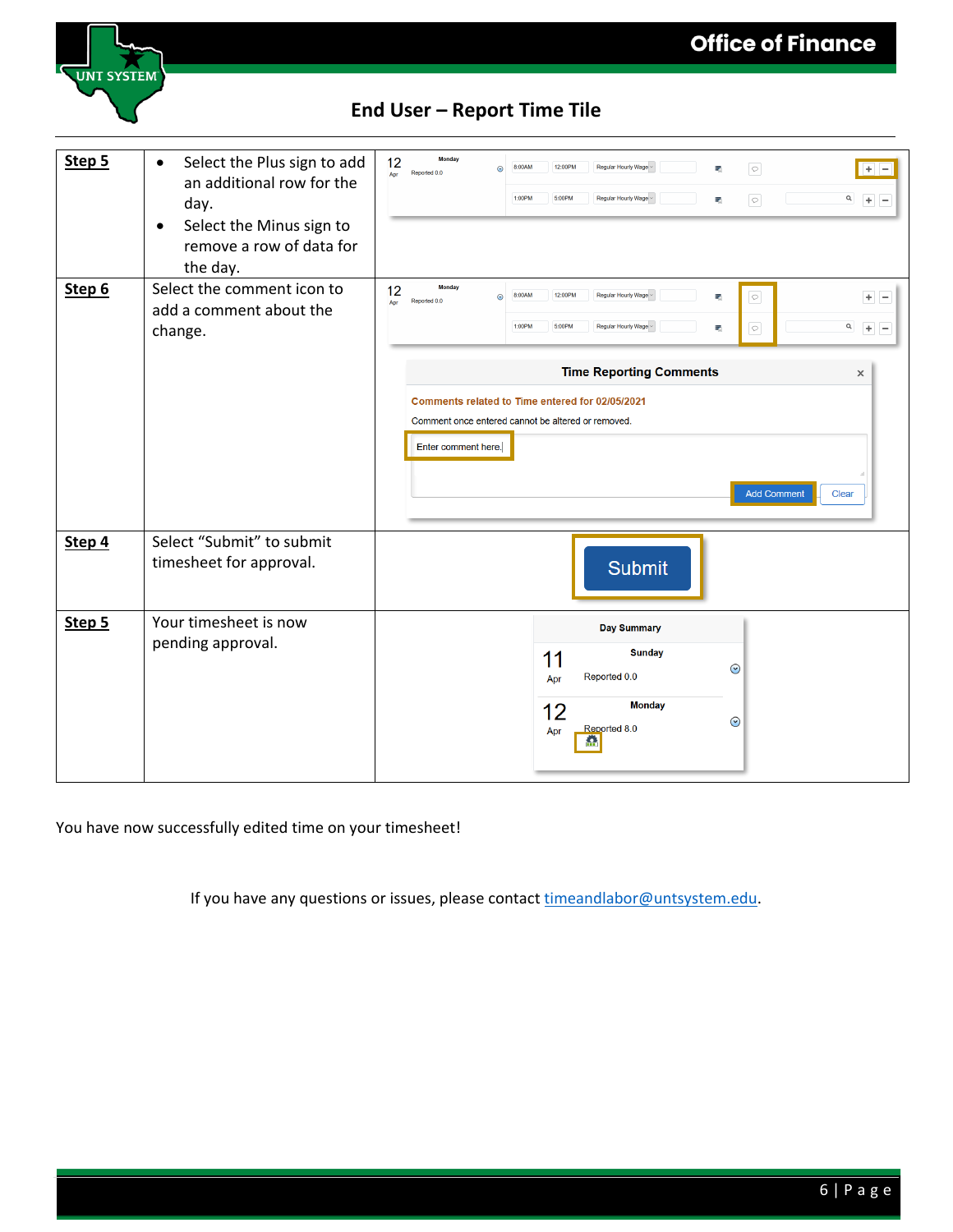## End User – Report Time Tile

| | | |
|---|---|---|
| **Step 5** | • Select the Plus sign to add an additional row for the day.<br>• Select the Minus sign to remove a row of data for the day. | |
| **Step 6** | Select the comment icon to add a comment about the change. | Time Reporting Comments<br>Comments related to Time entered for 02/05/2021<br>Comment once entered cannot be altered or removed.<br>Enter comment here.<br>Add Comment Clear |
| **Step 4** | Select "Submit" to submit timesheet for approval. | Submit |
| **Step 5** | Your timesheet is now pending approval. | Day Summary<br>11 Apr Sunday Reported 0.0<br>12 Apr Monday Reported 8.0 |

You have now successfully edited time on your timesheet!

If you have any questions or issues, please contact timeandlabor@untsystem.edu.